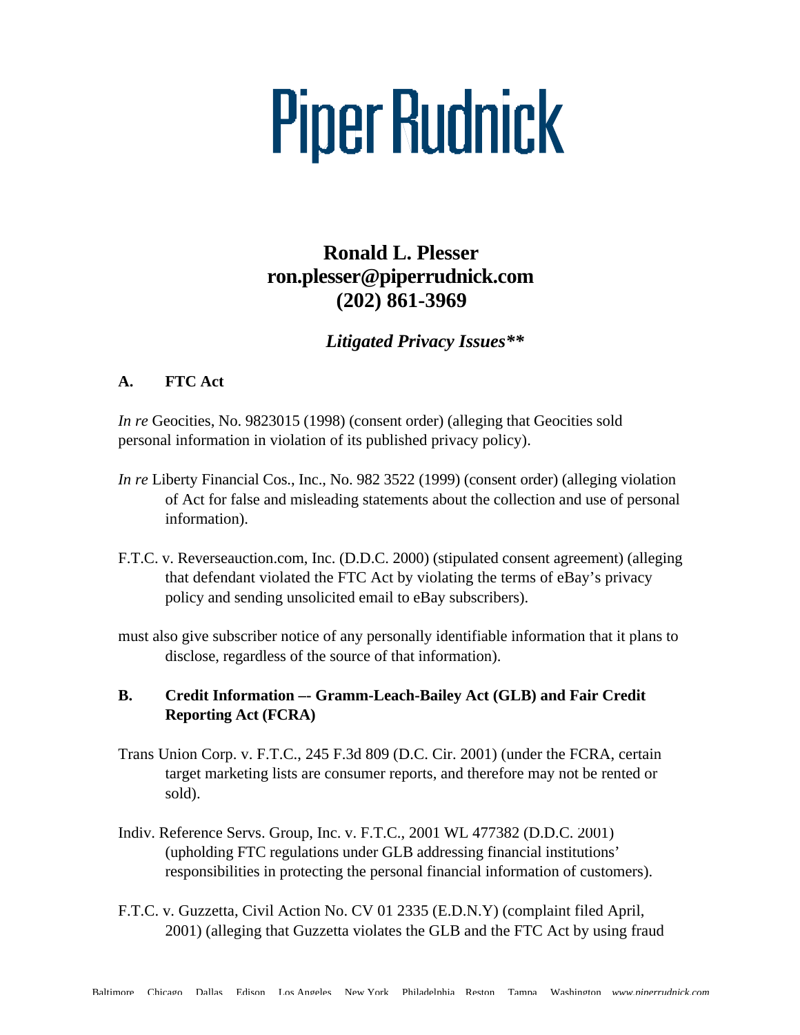# Piper Rudnick

**Ronald L. Plesser**
**ron.plesser@piperrudnick.com**
**(202) 861-3969**

***Litigated Privacy Issues\*\****

### A. FTC Act

*In re* Geocities, No. 9823015 (1998) (consent order) (alleging that Geocities sold personal information in violation of its published privacy policy).

*In re* Liberty Financial Cos., Inc., No. 982 3522 (1999) (consent order) (alleging violation of Act for false and misleading statements about the collection and use of personal information).

F.T.C. v. Reverseauction.com, Inc. (D.D.C. 2000) (stipulated consent agreement) (alleging that defendant violated the FTC Act by violating the terms of eBay's privacy policy and sending unsolicited email to eBay subscribers).

must also give subscriber notice of any personally identifiable information that it plans to disclose, regardless of the source of that information).

### B. Credit Information –- Gramm-Leach-Bailey Act (GLB) and Fair Credit Reporting Act (FCRA)

Trans Union Corp. v. F.T.C., 245 F.3d 809 (D.C. Cir. 2001) (under the FCRA, certain target marketing lists are consumer reports, and therefore may not be rented or sold).

Indiv. Reference Servs. Group, Inc. v. F.T.C., 2001 WL 477382 (D.D.C. 2001) (upholding FTC regulations under GLB addressing financial institutions' responsibilities in protecting the personal financial information of customers).

F.T.C. v. Guzzetta, Civil Action No. CV 01 2335 (E.D.N.Y) (complaint filed April, 2001) (alleging that Guzzetta violates the GLB and the FTC Act by using fraud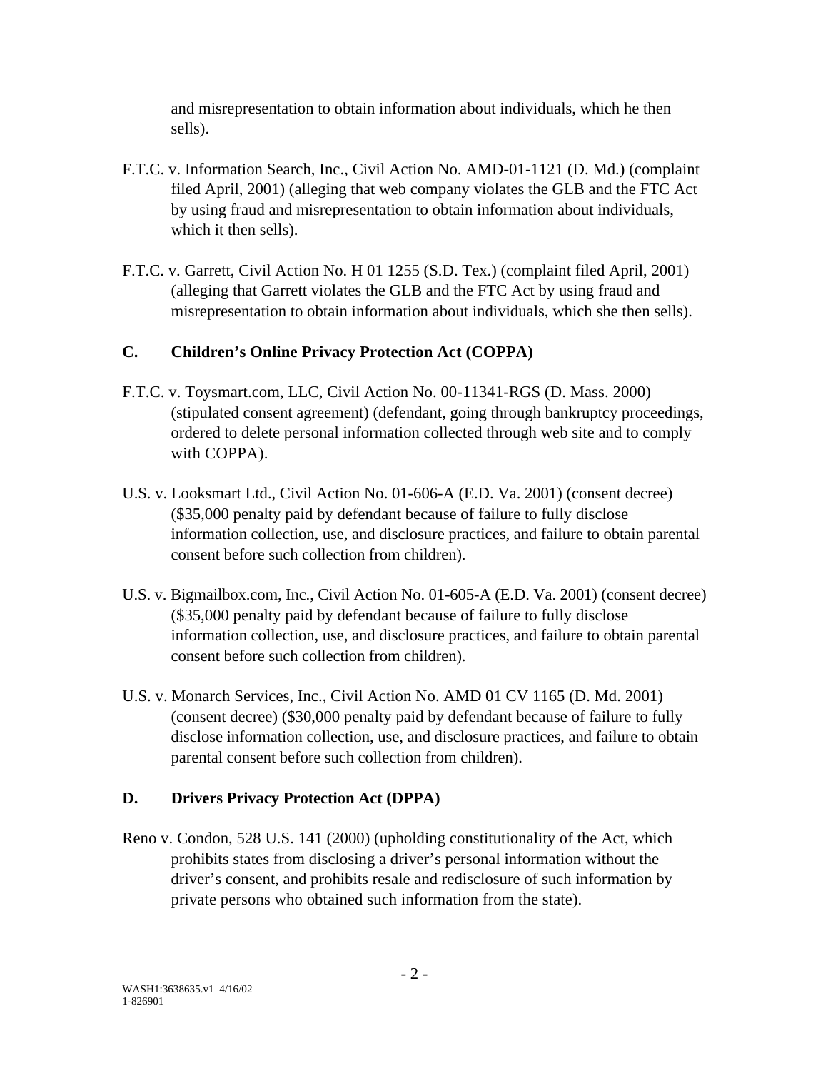and misrepresentation to obtain information about individuals, which he then sells).

F.T.C. v. Information Search, Inc., Civil Action No. AMD-01-1121 (D. Md.) (complaint filed April, 2001) (alleging that web company violates the GLB and the FTC Act by using fraud and misrepresentation to obtain information about individuals, which it then sells).

F.T.C. v. Garrett, Civil Action No. H 01 1255 (S.D. Tex.) (complaint filed April, 2001) (alleging that Garrett violates the GLB and the FTC Act by using fraud and misrepresentation to obtain information about individuals, which she then sells).

## C. Children's Online Privacy Protection Act (COPPA)

F.T.C. v. Toysmart.com, LLC, Civil Action No. 00-11341-RGS (D. Mass. 2000) (stipulated consent agreement) (defendant, going through bankruptcy proceedings, ordered to delete personal information collected through web site and to comply with COPPA).

U.S. v. Looksmart Ltd., Civil Action No. 01-606-A (E.D. Va. 2001) (consent decree) ($35,000 penalty paid by defendant because of failure to fully disclose information collection, use, and disclosure practices, and failure to obtain parental consent before such collection from children).

U.S. v. Bigmailbox.com, Inc., Civil Action No. 01-605-A (E.D. Va. 2001) (consent decree) ($35,000 penalty paid by defendant because of failure to fully disclose information collection, use, and disclosure practices, and failure to obtain parental consent before such collection from children).

U.S. v. Monarch Services, Inc., Civil Action No. AMD 01 CV 1165 (D. Md. 2001) (consent decree) ($30,000 penalty paid by defendant because of failure to fully disclose information collection, use, and disclosure practices, and failure to obtain parental consent before such collection from children).

## D. Drivers Privacy Protection Act (DPPA)

Reno v. Condon, 528 U.S. 141 (2000) (upholding constitutionality of the Act, which prohibits states from disclosing a driver's personal information without the driver's consent, and prohibits resale and redisclosure of such information by private persons who obtained such information from the state).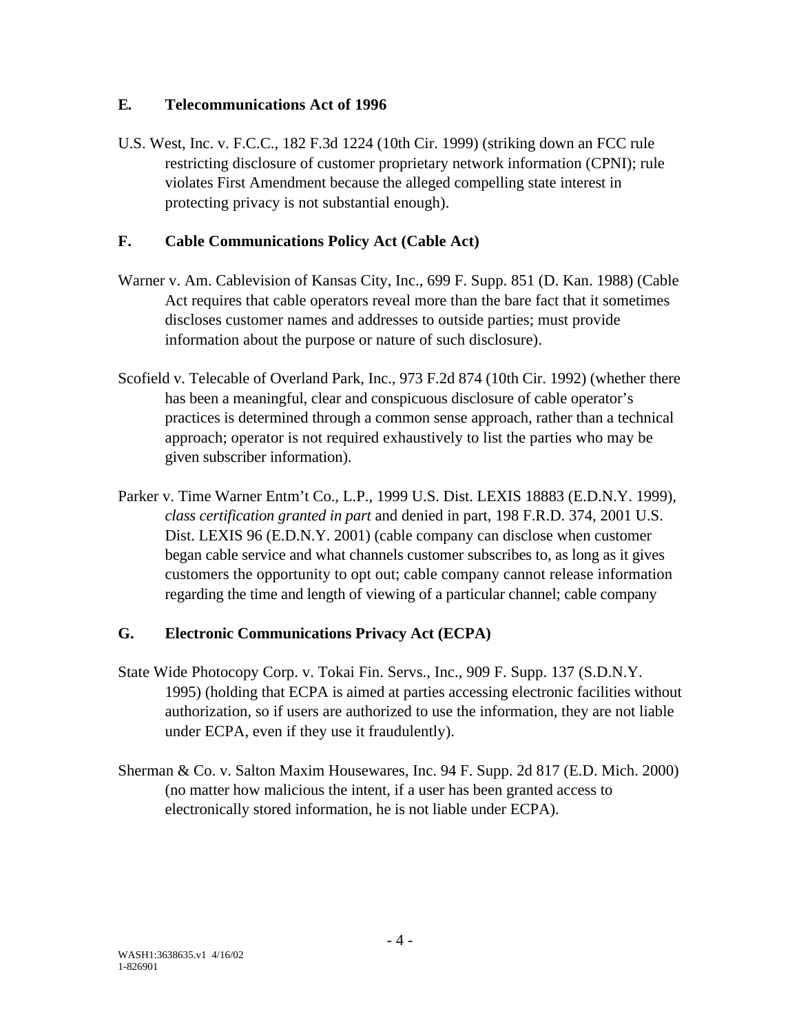## E. Telecommunications Act of 1996

U.S. West, Inc. v. F.C.C., 182 F.3d 1224 (10th Cir. 1999) (striking down an FCC rule restricting disclosure of customer proprietary network information (CPNI); rule violates First Amendment because the alleged compelling state interest in protecting privacy is not substantial enough).

## F. Cable Communications Policy Act (Cable Act)

Warner v. Am. Cablevision of Kansas City, Inc., 699 F. Supp. 851 (D. Kan. 1988) (Cable Act requires that cable operators reveal more than the bare fact that it sometimes discloses customer names and addresses to outside parties; must provide information about the purpose or nature of such disclosure).

Scofield v. Telecable of Overland Park, Inc., 973 F.2d 874 (10th Cir. 1992) (whether there has been a meaningful, clear and conspicuous disclosure of cable operator's practices is determined through a common sense approach, rather than a technical approach; operator is not required exhaustively to list the parties who may be given subscriber information).

Parker v. Time Warner Entm't Co., L.P., 1999 U.S. Dist. LEXIS 18883 (E.D.N.Y. 1999), *class certification granted in part* and denied in part, 198 F.R.D. 374, 2001 U.S. Dist. LEXIS 96 (E.D.N.Y. 2001) (cable company can disclose when customer began cable service and what channels customer subscribes to, as long as it gives customers the opportunity to opt out; cable company cannot release information regarding the time and length of viewing of a particular channel; cable company

## G. Electronic Communications Privacy Act (ECPA)

State Wide Photocopy Corp. v. Tokai Fin. Servs., Inc., 909 F. Supp. 137 (S.D.N.Y. 1995) (holding that ECPA is aimed at parties accessing electronic facilities without authorization, so if users are authorized to use the information, they are not liable under ECPA, even if they use it fraudulently).

Sherman & Co. v. Salton Maxim Housewares, Inc. 94 F. Supp. 2d 817 (E.D. Mich. 2000) (no matter how malicious the intent, if a user has been granted access to electronically stored information, he is not liable under ECPA).

WASH1:3638635.v1 4/16/02
1-826901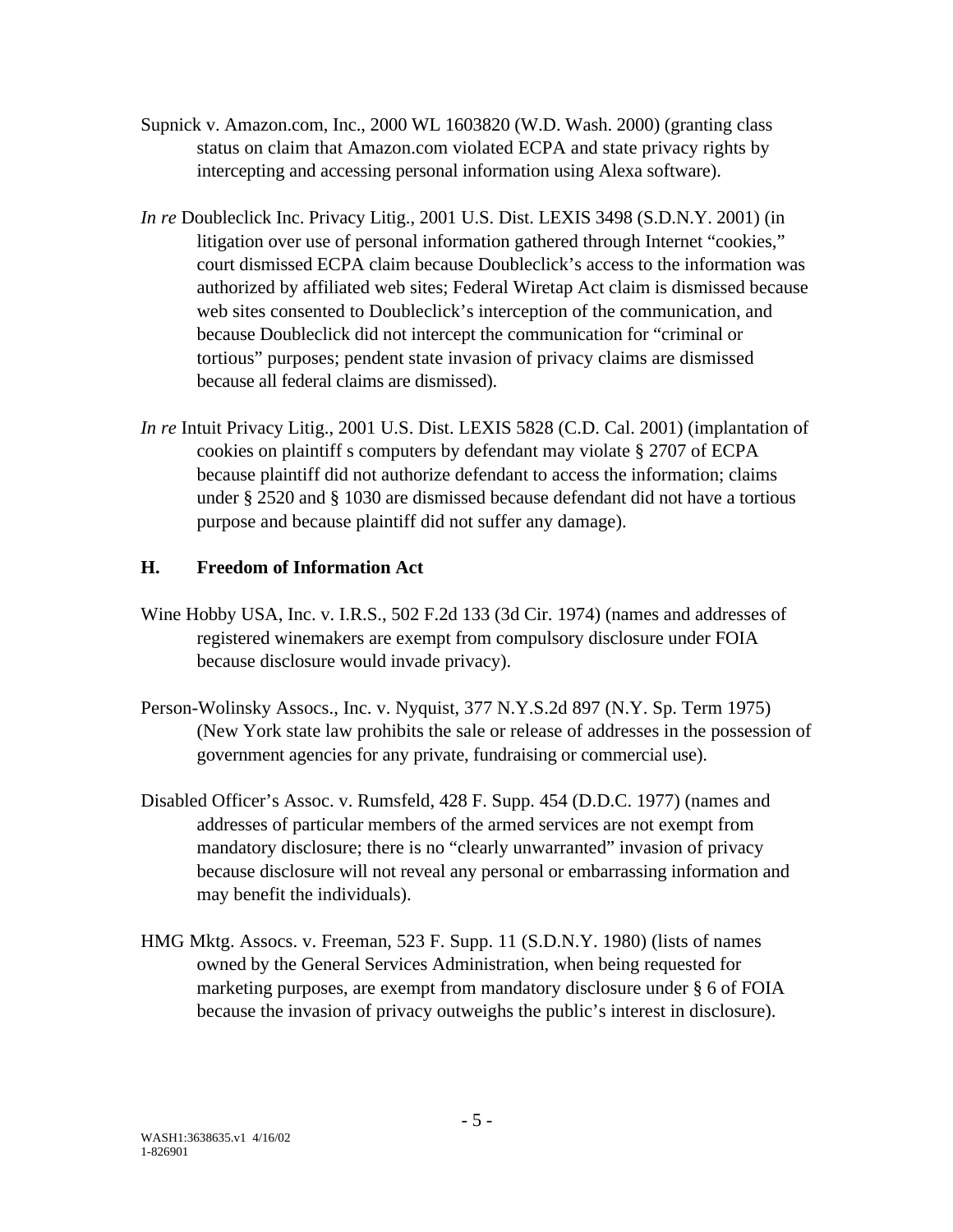Supnick v. Amazon.com, Inc., 2000 WL 1603820 (W.D. Wash. 2000) (granting class status on claim that Amazon.com violated ECPA and state privacy rights by intercepting and accessing personal information using Alexa software).

*In re* Doubleclick Inc. Privacy Litig., 2001 U.S. Dist. LEXIS 3498 (S.D.N.Y. 2001) (in litigation over use of personal information gathered through Internet "cookies," court dismissed ECPA claim because Doubleclick's access to the information was authorized by affiliated web sites; Federal Wiretap Act claim is dismissed because web sites consented to Doubleclick's interception of the communication, and because Doubleclick did not intercept the communication for "criminal or tortious" purposes; pendent state invasion of privacy claims are dismissed because all federal claims are dismissed).

*In re* Intuit Privacy Litig., 2001 U.S. Dist. LEXIS 5828 (C.D. Cal. 2001) (implantation of cookies on plaintiff s computers by defendant may violate § 2707 of ECPA because plaintiff did not authorize defendant to access the information; claims under § 2520 and § 1030 are dismissed because defendant did not have a tortious purpose and because plaintiff did not suffer any damage).

### H. Freedom of Information Act

Wine Hobby USA, Inc. v. I.R.S., 502 F.2d 133 (3d Cir. 1974) (names and addresses of registered winemakers are exempt from compulsory disclosure under FOIA because disclosure would invade privacy).

Person-Wolinsky Assocs., Inc. v. Nyquist, 377 N.Y.S.2d 897 (N.Y. Sp. Term 1975) (New York state law prohibits the sale or release of addresses in the possession of government agencies for any private, fundraising or commercial use).

Disabled Officer's Assoc. v. Rumsfeld, 428 F. Supp. 454 (D.D.C. 1977) (names and addresses of particular members of the armed services are not exempt from mandatory disclosure; there is no "clearly unwarranted" invasion of privacy because disclosure will not reveal any personal or embarrassing information and may benefit the individuals).

HMG Mktg. Assocs. v. Freeman, 523 F. Supp. 11 (S.D.N.Y. 1980) (lists of names owned by the General Services Administration, when being requested for marketing purposes, are exempt from mandatory disclosure under § 6 of FOIA because the invasion of privacy outweighs the public's interest in disclosure).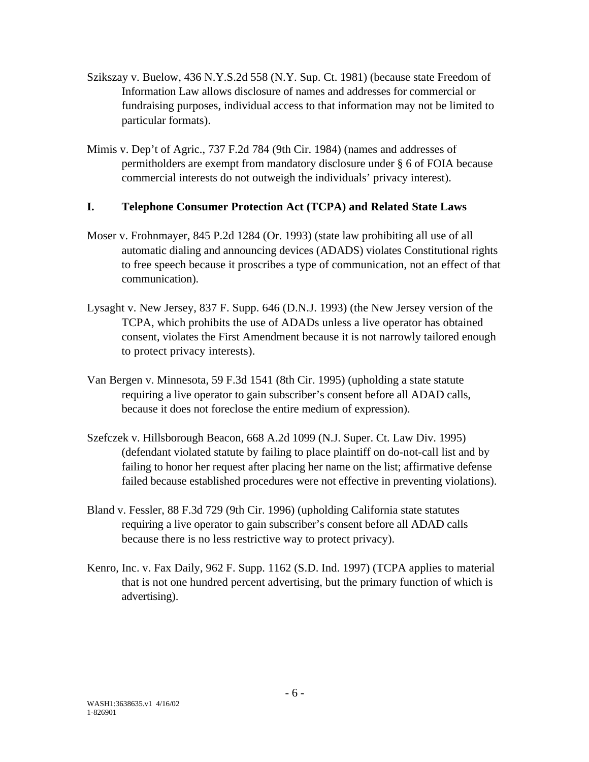Szikszay v. Buelow, 436 N.Y.S.2d 558 (N.Y. Sup. Ct. 1981) (because state Freedom of Information Law allows disclosure of names and addresses for commercial or fundraising purposes, individual access to that information may not be limited to particular formats).

Mimis v. Dep't of Agric., 737 F.2d 784 (9th Cir. 1984) (names and addresses of permitholders are exempt from mandatory disclosure under § 6 of FOIA because commercial interests do not outweigh the individuals' privacy interest).

## I. Telephone Consumer Protection Act (TCPA) and Related State Laws

Moser v. Frohnmayer, 845 P.2d 1284 (Or. 1993) (state law prohibiting all use of all automatic dialing and announcing devices (ADADS) violates Constitutional rights to free speech because it proscribes a type of communication, not an effect of that communication).

Lysaght v. New Jersey, 837 F. Supp. 646 (D.N.J. 1993) (the New Jersey version of the TCPA, which prohibits the use of ADADs unless a live operator has obtained consent, violates the First Amendment because it is not narrowly tailored enough to protect privacy interests).

Van Bergen v. Minnesota, 59 F.3d 1541 (8th Cir. 1995) (upholding a state statute requiring a live operator to gain subscriber's consent before all ADAD calls, because it does not foreclose the entire medium of expression).

Szefczek v. Hillsborough Beacon, 668 A.2d 1099 (N.J. Super. Ct. Law Div. 1995) (defendant violated statute by failing to place plaintiff on do-not-call list and by failing to honor her request after placing her name on the list; affirmative defense failed because established procedures were not effective in preventing violations).

Bland v. Fessler, 88 F.3d 729 (9th Cir. 1996) (upholding California state statutes requiring a live operator to gain subscriber's consent before all ADAD calls because there is no less restrictive way to protect privacy).

Kenro, Inc. v. Fax Daily, 962 F. Supp. 1162 (S.D. Ind. 1997) (TCPA applies to material that is not one hundred percent advertising, but the primary function of which is advertising).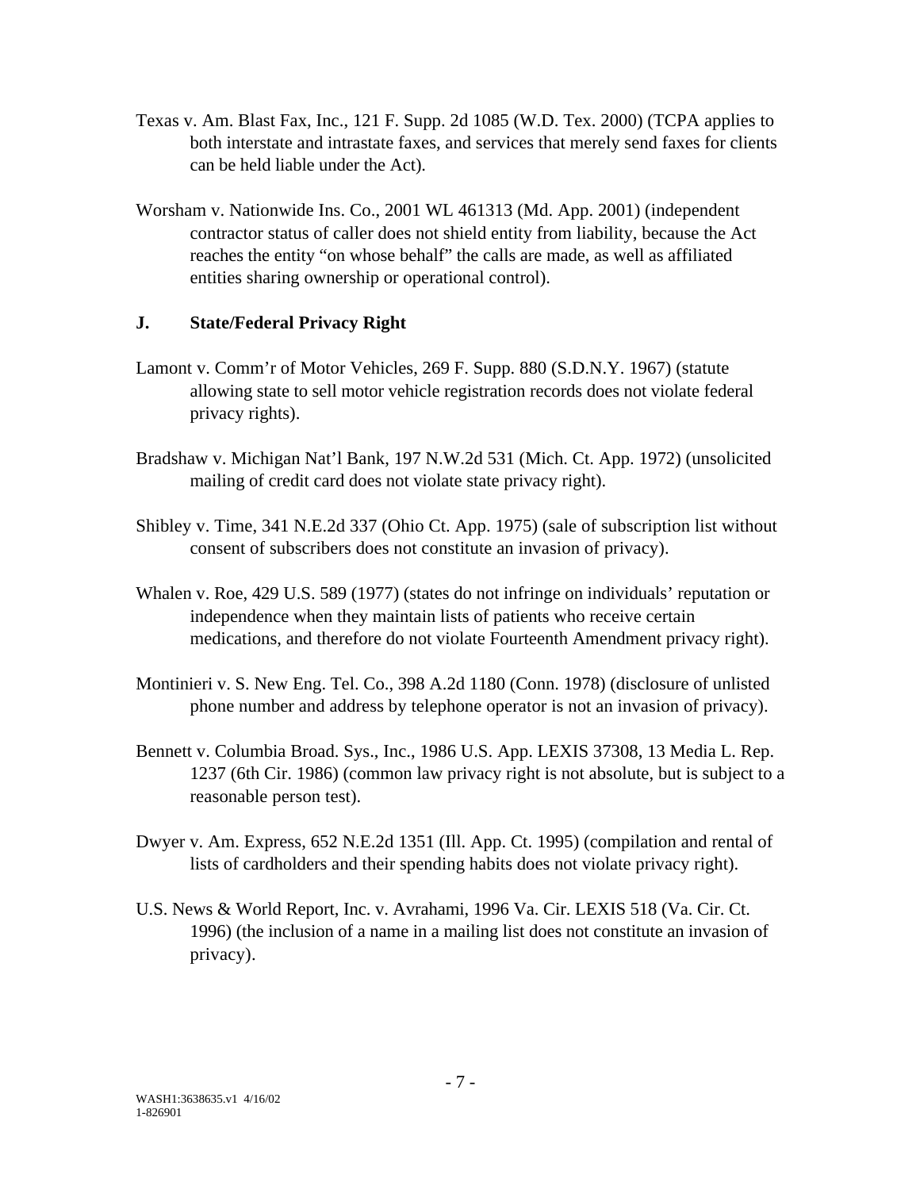Texas v. Am. Blast Fax, Inc., 121 F. Supp. 2d 1085 (W.D. Tex. 2000) (TCPA applies to both interstate and intrastate faxes, and services that merely send faxes for clients can be held liable under the Act).

Worsham v. Nationwide Ins. Co., 2001 WL 461313 (Md. App. 2001) (independent contractor status of caller does not shield entity from liability, because the Act reaches the entity "on whose behalf" the calls are made, as well as affiliated entities sharing ownership or operational control).

## J. State/Federal Privacy Right

Lamont v. Comm'r of Motor Vehicles, 269 F. Supp. 880 (S.D.N.Y. 1967) (statute allowing state to sell motor vehicle registration records does not violate federal privacy rights).

Bradshaw v. Michigan Nat'l Bank, 197 N.W.2d 531 (Mich. Ct. App. 1972) (unsolicited mailing of credit card does not violate state privacy right).

Shibley v. Time, 341 N.E.2d 337 (Ohio Ct. App. 1975) (sale of subscription list without consent of subscribers does not constitute an invasion of privacy).

Whalen v. Roe, 429 U.S. 589 (1977) (states do not infringe on individuals' reputation or independence when they maintain lists of patients who receive certain medications, and therefore do not violate Fourteenth Amendment privacy right).

Montinieri v. S. New Eng. Tel. Co., 398 A.2d 1180 (Conn. 1978) (disclosure of unlisted phone number and address by telephone operator is not an invasion of privacy).

Bennett v. Columbia Broad. Sys., Inc., 1986 U.S. App. LEXIS 37308, 13 Media L. Rep. 1237 (6th Cir. 1986) (common law privacy right is not absolute, but is subject to a reasonable person test).

Dwyer v. Am. Express, 652 N.E.2d 1351 (Ill. App. Ct. 1995) (compilation and rental of lists of cardholders and their spending habits does not violate privacy right).

U.S. News & World Report, Inc. v. Avrahami, 1996 Va. Cir. LEXIS 518 (Va. Cir. Ct. 1996) (the inclusion of a name in a mailing list does not constitute an invasion of privacy).

WASH1:3638635.v1 4/16/02
1-826901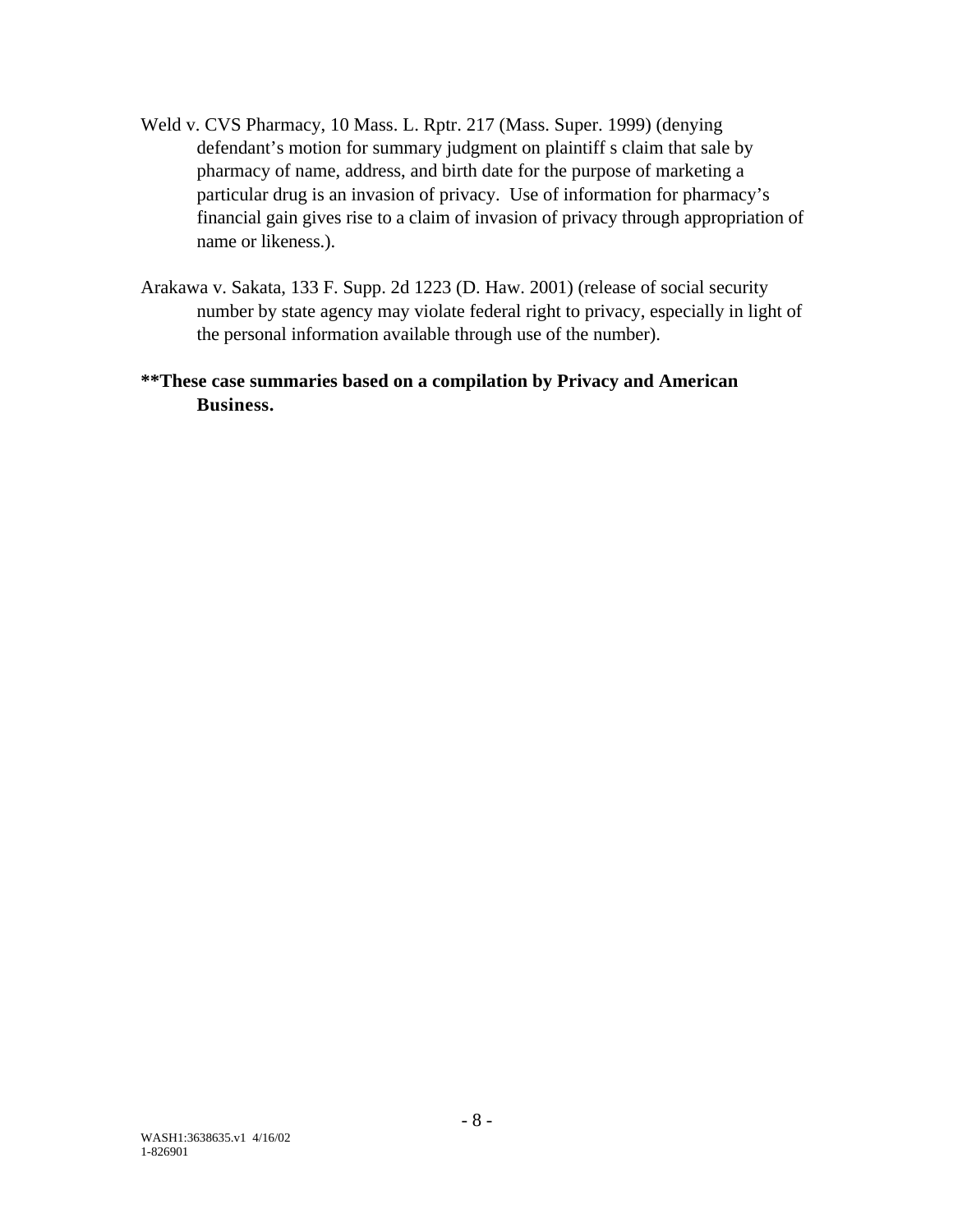Weld v. CVS Pharmacy, 10 Mass. L. Rptr. 217 (Mass. Super. 1999) (denying defendant's motion for summary judgment on plaintiff s claim that sale by pharmacy of name, address, and birth date for the purpose of marketing a particular drug is an invasion of privacy. Use of information for pharmacy's financial gain gives rise to a claim of invasion of privacy through appropriation of name or likeness.).

Arakawa v. Sakata, 133 F. Supp. 2d 1223 (D. Haw. 2001) (release of social security number by state agency may violate federal right to privacy, especially in light of the personal information available through use of the number).

**\*\*These case summaries based on a compilation by Privacy and American Business.**